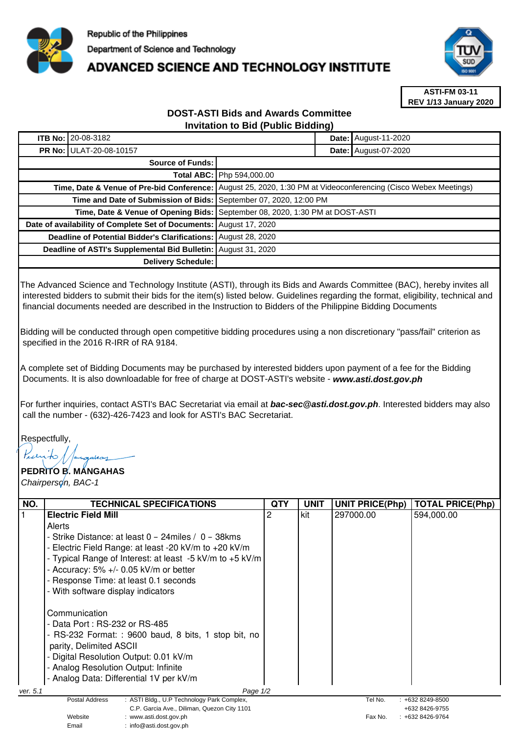Republic of the Philippines
Department of Science and Technology
# ADVANCED SCIENCE AND TECHNOLOGY INSTITUTE

**ASTI-FM 03-11**
**REV 1/13 January 2020**

## DOST-ASTI Bids and Awards Committee
## Invitation to Bid (Public Bidding)

| | | | |
|---|---|---|---|
| **ITB No:** | 20-08-3182 | **Date:** | August-11-2020 |
| **PR No:** | ULAT-20-08-10157 | **Date:** | August-07-2020 |

| | |
|---|---|
| **Source of Funds:** | |
| **Total ABC:** | Php 594,000.00 |
| **Time, Date & Venue of Pre-bid Conference:** | August 25, 2020, 1:30 PM at Videoconferencing (Cisco Webex Meetings) |
| **Time and Date of Submission of Bids:** | September 07, 2020, 12:00 PM |
| **Time, Date & Venue of Opening Bids:** | September 08, 2020, 1:30 PM at DOST-ASTI |
| **Date of availability of Complete Set of Documents:** | August 17, 2020 |
| **Deadline of Potential Bidder's Clarifications:** | August 28, 2020 |
| **Deadline of ASTI's Supplemental Bid Bulletin:** | August 31, 2020 |
| **Delivery Schedule:** | |

The Advanced Science and Technology Institute (ASTI), through its Bids and Awards Committee (BAC), hereby invites all interested bidders to submit their bids for the item(s) listed below. Guidelines regarding the format, eligibility, technical and financial documents needed are described in the Instruction to Bidders of the Philippine Bidding Documents

Bidding will be conducted through open competitive bidding procedures using a non discretionary "pass/fail" criterion as specified in the 2016 R-IRR of RA 9184.

A complete set of Bidding Documents may be purchased by interested bidders upon payment of a fee for the Bidding Documents. It is also downloadable for free of charge at DOST-ASTI's website - ***www.asti.dost.gov.ph***

For further inquiries, contact ASTI's BAC Secretariat via email at ***bac-sec@asti.dost.gov.ph***. Interested bidders may also call the number - (632)-426-7423 and look for ASTI's BAC Secretariat.

Respectfully,

**PEDRITO B. MANGAHAS**
*Chairperson, BAC-1*

| NO. | TECHNICAL SPECIFICATIONS | QTY | UNIT | UNIT PRICE(Php) | TOTAL PRICE(Php) |
|---|---|---|---|---|---|
| 1 | **Electric Field Mill**<br>Alerts<br>- Strike Distance: at least 0 – 24miles / 0 – 38kms<br>- Electric Field Range: at least -20 kV/m to +20 kV/m<br>- Typical Range of Interest: at least -5 kV/m to +5 kV/m<br>- Accuracy: 5% +/- 0.05 kV/m or better<br>- Response Time: at least 0.1 seconds<br>- With software display indicators<br><br>Communication<br>- Data Port : RS-232 or RS-485<br>- RS-232 Format: : 9600 baud, 8 bits, 1 stop bit, no parity, Delimited ASCII<br>- Digital Resolution Output: 0.01 kV/m<br>- Analog Resolution Output: Infinite<br>- Analog Data: Differential 1V per kV/m | 2 | kit | 297000.00 | 594,000.00 |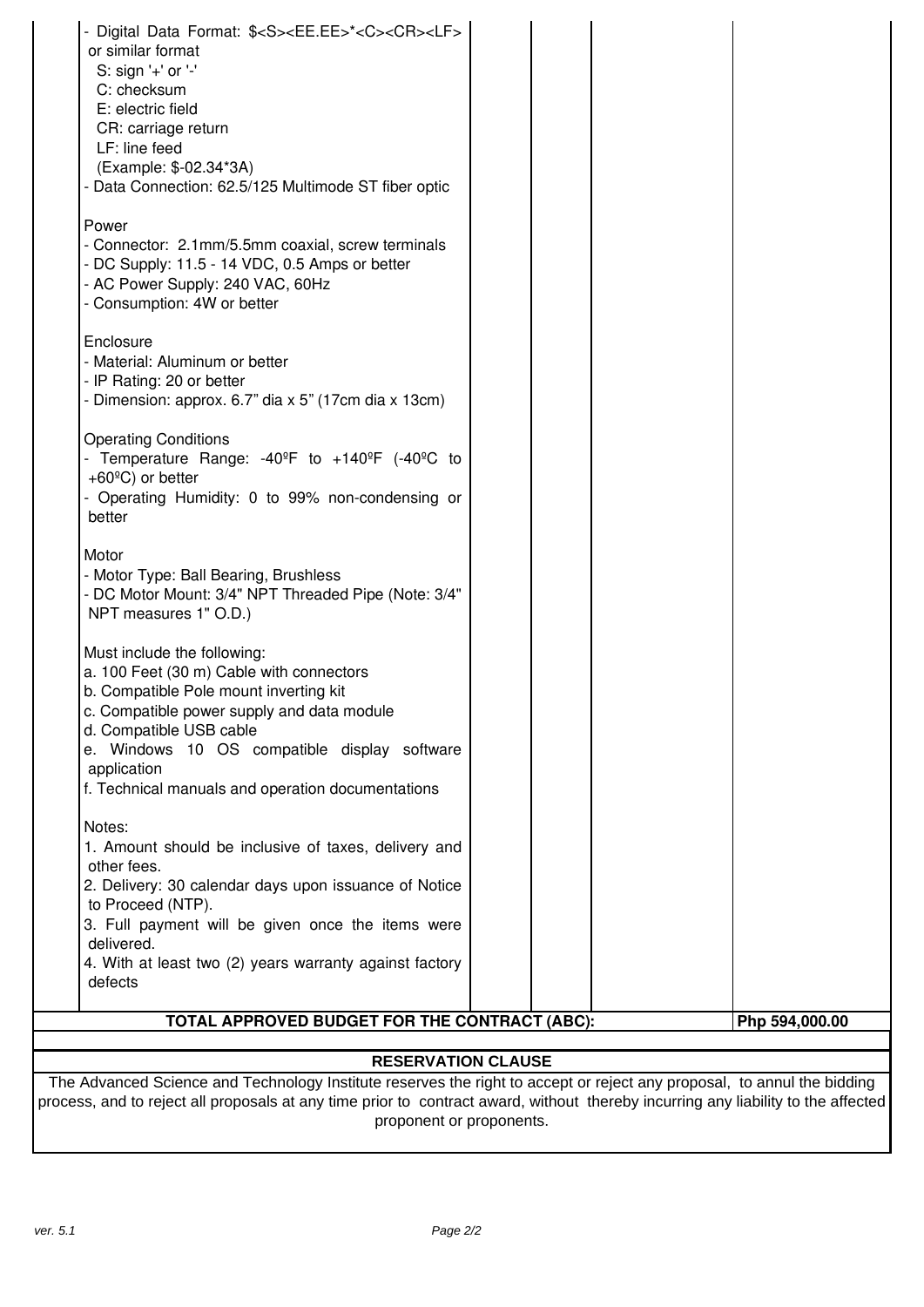| | | | | |
|---|---|---|---|---|
| - Digital Data Format: $<S><EE.EE>*<C><CR><LF> or similar format<br>S: sign '+' or '-'<br>C: checksum<br>E: electric field<br>CR: carriage return<br>LF: line feed<br>(Example: $-02.34*3A)<br>- Data Connection: 62.5/125 Multimode ST fiber optic<br><br>Power<br>- Connector: 2.1mm/5.5mm coaxial, screw terminals<br>- DC Supply: 11.5 - 14 VDC, 0.5 Amps or better<br>- AC Power Supply: 240 VAC, 60Hz<br>- Consumption: 4W or better<br><br>Enclosure<br>- Material: Aluminum or better<br>- IP Rating: 20 or better<br>- Dimension: approx. 6.7" dia x 5" (17cm dia x 13cm)<br><br>Operating Conditions<br>- Temperature Range: -40ºF to +140ºF (-40ºC to +60ºC) or better<br>- Operating Humidity: 0 to 99% non-condensing or better<br><br>Motor<br>- Motor Type: Ball Bearing, Brushless<br>- DC Motor Mount: 3/4" NPT Threaded Pipe (Note: 3/4" NPT measures 1" O.D.)<br><br>Must include the following:<br>a. 100 Feet (30 m) Cable with connectors<br>b. Compatible Pole mount inverting kit<br>c. Compatible power supply and data module<br>d. Compatible USB cable<br>e. Windows 10 OS compatible display software application<br>f. Technical manuals and operation documentations<br><br>Notes:<br>1. Amount should be inclusive of taxes, delivery and other fees.<br>2. Delivery: 30 calendar days upon issuance of Notice to Proceed (NTP).<br>3. Full payment will be given once the items were delivered.<br>4. With at least two (2) years warranty against factory defects | | | | |
| **TOTAL APPROVED BUDGET FOR THE CONTRACT (ABC):** | | | | **Php 594,000.00** |

**RESERVATION CLAUSE**

The Advanced Science and Technology Institute reserves the right to accept or reject any proposal, to annul the bidding process, and to reject all proposals at any time prior to contract award, without thereby incurring any liability to the affected proponent or proponents.

ver. 5.1